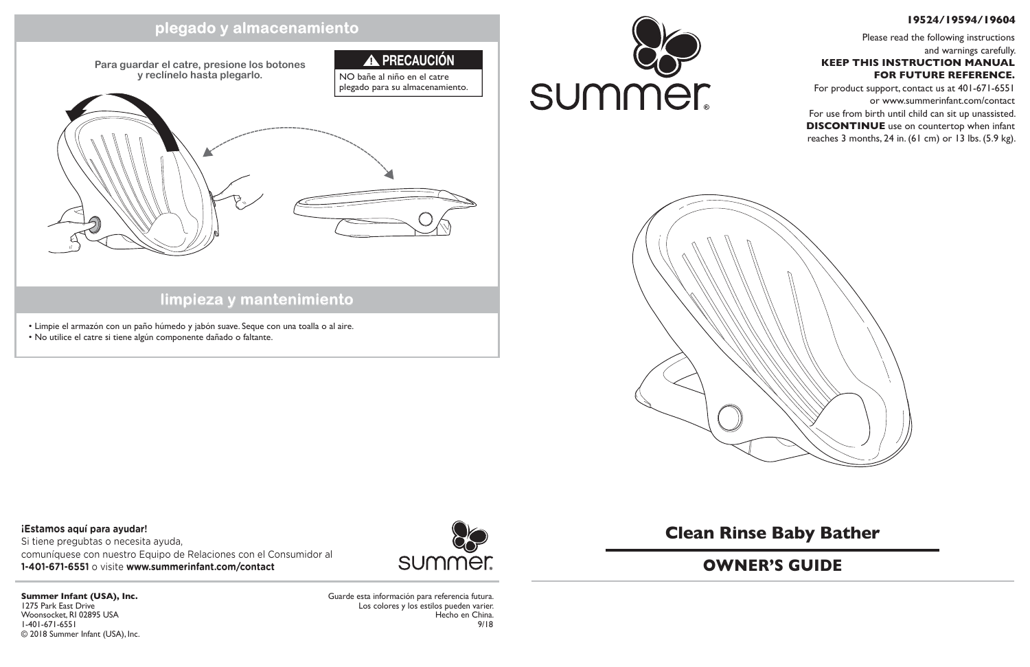## plegado y almacenamiento

**Para guardar el catre, presione los botones y reclínelo hasta plegarlo.**

**⚠ PRECAUCIÓN**

NO bañe al niño en el catre plegado para su almacenamiento.

## limpieza y mantenimiento

- Limpie el armazón con un paño húmedo y jabón suave. Seque con una toalla o al aire.
- No utilice el catre si tiene algún componente dañado o faltante.

**¡Estamos aquí para ayudar!**

Si tiene pregubtas o necesita ayuda, comuníquese con nuestro Equipo de Relaciones con el Consumidor al **1-401-671-6551** o visite **www.summerinfant.com/contact**

**Summer Infant (USA), Inc.**
1275 Park East Drive
Woonsocket, RI 02895 USA
1-401-671-6551
© 2018 Summer Infant (USA), Inc.

Guarde esta información para referencia futura.
Los colores y los estilos pueden varier.
Hecho en China.
9/18

summer®

**19524/19594/19604**

Please read the following instructions and warnings carefully.

**KEEP THIS INSTRUCTION MANUAL FOR FUTURE REFERENCE.**

For product support, contact us at 401-671-6551 or www.summerinfant.com/contact

For use from birth until child can sit up unassisted. **DISCONTINUE** use on countertop when infant reaches 3 months, 24 in. (61 cm) or 13 lbs. (5.9 kg).

# Clean Rinse Baby Bather

## OWNER'S GUIDE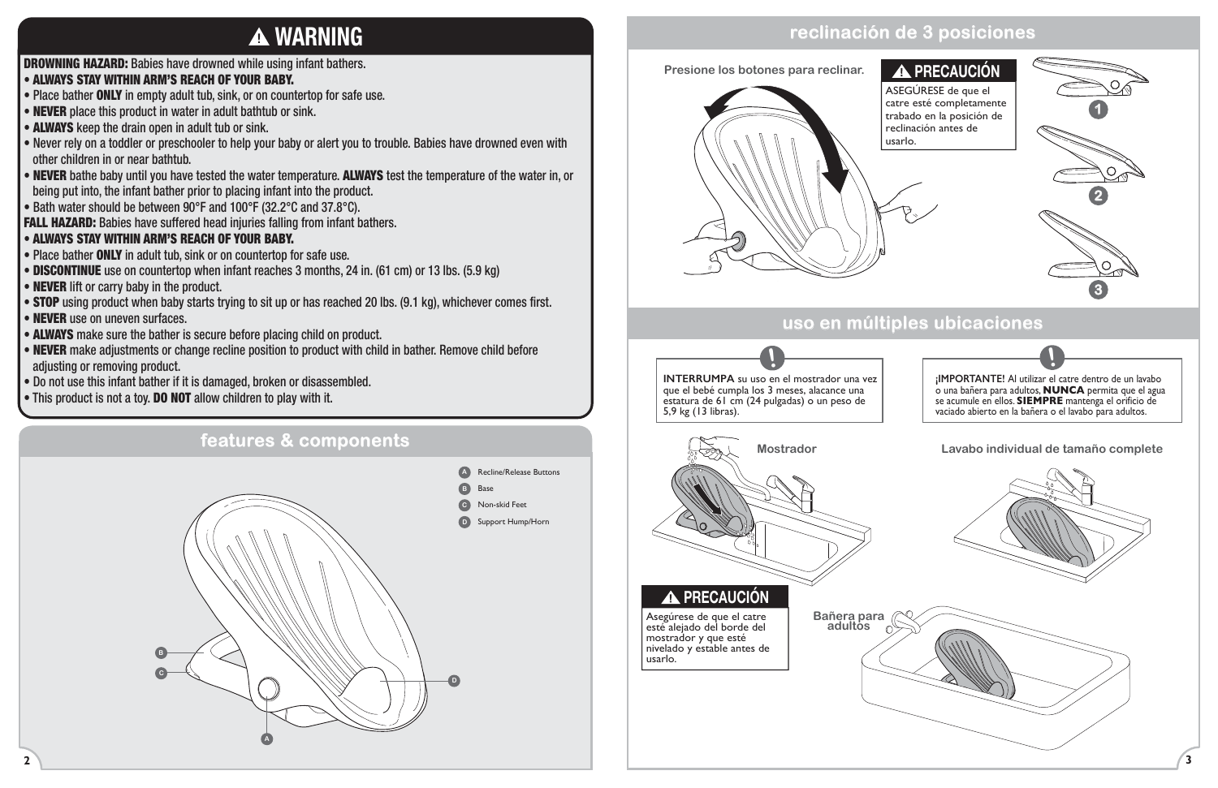# ⚠ WARNING

**DROWNING HAZARD:** Babies have drowned while using infant bathers.

- **ALWAYS STAY WITHIN ARM'S REACH OF YOUR BABY.**
- Place bather **ONLY** in empty adult tub, sink, or on countertop for safe use.
- **NEVER** place this product in water in adult bathtub or sink.
- **ALWAYS** keep the drain open in adult tub or sink.
- Never rely on a toddler or preschooler to help your baby or alert you to trouble. Babies have drowned even with other children in or near bathtub.
- **NEVER** bathe baby until you have tested the water temperature. **ALWAYS** test the temperature of the water in, or being put into, the infant bather prior to placing infant into the product.
- Bath water should be between 90°F and 100°F (32.2°C and 37.8°C).

**FALL HAZARD:** Babies have suffered head injuries falling from infant bathers.

- **ALWAYS STAY WITHIN ARM'S REACH OF YOUR BABY.**
- Place bather **ONLY** in adult tub, sink or on countertop for safe use.
- **DISCONTINUE** use on countertop when infant reaches 3 months, 24 in. (61 cm) or 13 lbs. (5.9 kg)
- **NEVER** lift or carry baby in the product.
- **STOP** using product when baby starts trying to sit up or has reached 20 lbs. (9.1 kg), whichever comes first.
- **NEVER** use on uneven surfaces.
- **ALWAYS** make sure the bather is secure before placing child on product.
- **NEVER** make adjustments or change recline position to product with child in bather. Remove child before adjusting or removing product.
- Do not use this infant bather if it is damaged, broken or disassembled.
- This product is not a toy. **DO NOT** allow children to play with it.

## features & components

- A Recline/Release Buttons
- B Base
- C Non-skid Feet
- D Support Hump/Horn

## reclinación de 3 posiciones

Presione los botones para reclinar.

**⚠ PRECAUCIÓN**

ASEGÚRESE de que el catre esté completamente trabado en la posición de reclinación antes de usarlo.

1

2

3

## uso en múltiples ubicaciones

**INTERRUMPA** su uso en el mostrador una vez que el bebé cumpla los 3 meses, alacance una estatura de 61 cm (24 pulgadas) o un peso de 5,9 kg (13 libras).

**¡IMPORTANTE!** Al utilizar el catre dentro de un lavabo o una bañera para adultos, **NUNCA** permita que el agua se acumule en ellos. **SIEMPRE** mantenga el orificio de vaciado abierto en la bañera o el lavabo para adultos.

Mostrador

Lavabo individual de tamaño complete

**⚠ PRECAUCIÓN**

Asegúrese de que el catre esté alejado del borde del mostrador y que esté nivelado y estable antes de usarlo.

Bañera para adultos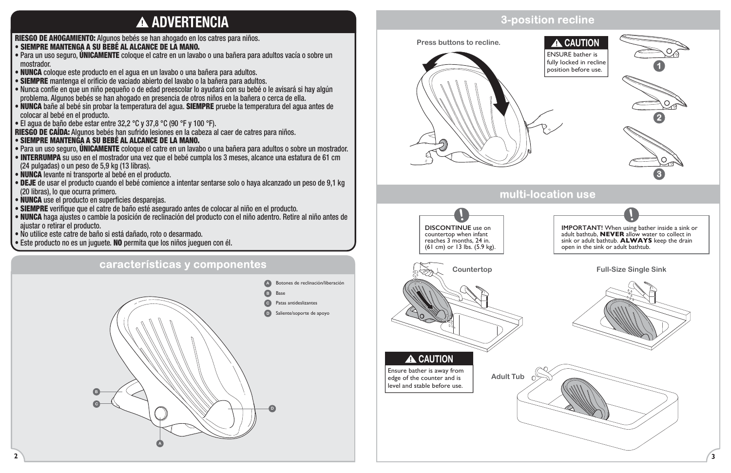# ⚠ ADVERTENCIA

**RIESGO DE AHOGAMIENTO:** Algunos bebés se han ahogado en los catres para niños.

- **SIEMPRE MANTENGA A SU BEBÉ AL ALCANCE DE LA MANO.**
- Para un uso seguro, **ÚNICAMENTE** coloque el catre en un lavabo o una bañera para adultos vacía o sobre un mostrador.
- **NUNCA** coloque este producto en el agua en un lavabo o una bañera para adultos.
- **SIEMPRE** mantenga el orificio de vaciado abierto del lavabo o la bañera para adultos.
- Nunca confíe en que un niño pequeño o de edad preescolar lo ayudará con su bebé o le avisará si hay algún problema. Algunos bebés se han ahogado en presencia de otros niños en la bañera o cerca de ella.
- **NUNCA** bañe al bebé sin probar la temperatura del agua. **SIEMPRE** pruebe la temperatura del agua antes de colocar al bebé en el producto.
- El agua de baño debe estar entre 32,2 °C y 37,8 °C (90 °F y 100 °F).

**RIESGO DE CAÍDA:** Algunos bebés han sufrido lesiones en la cabeza al caer de catres para niños.

- **SIEMPRE MANTENGA A SU BEBÉ AL ALCANCE DE LA MANO.**
- Para un uso seguro, **ÚNICAMENTE** coloque el catre en un lavabo o una bañera para adultos o sobre un mostrador.
- **INTERRUMPA** su uso en el mostrador una vez que el bebé cumpla los 3 meses, alcance una estatura de 61 cm (24 pulgadas) o un peso de 5,9 kg (13 libras).
- **NUNCA** levante ni transporte al bebé en el producto.
- **DEJE** de usar el producto cuando el bebé comience a intentar sentarse solo o haya alcanzado un peso de 9,1 kg (20 libras), lo que ocurra primero.
- **NUNCA** use el producto en superficies desparejas.
- **SIEMPRE** verifique que el catre de baño esté asegurado antes de colocar al niño en el producto.
- **NUNCA** haga ajustes o cambie la posición de reclinación del producto con el niño adentro. Retire al niño antes de ajustar o retirar el producto.
- No utilice este catre de baño si está dañado, roto o desarmado.
- Este producto no es un juguete. **NO** permita que los niños jueguen con él.

## características y componentes

- A Botones de reclinación/liberación
- B Base
- C Patas antideslizantes
- D Saliente/soporte de apoyo

## 3-position recline

Press buttons to recline.

**⚠ CAUTION**
ENSURE bather is fully locked in recline position before use.

1

2

3

## multi-location use

**DISCONTINUE** use on countertop when infant reaches 3 months, 24 in. (61 cm) or 13 lbs. (5.9 kg).

**IMPORTANT!** When using bather inside a sink or adult bathtub, **NEVER** allow water to collect in sink or adult bathtub. **ALWAYS** keep the drain open in the sink or adult bathtub.

Countertop

Full-Size Single Sink

**⚠ CAUTION**
Ensure bather is away from edge of the counter and is level and stable before use.

Adult Tub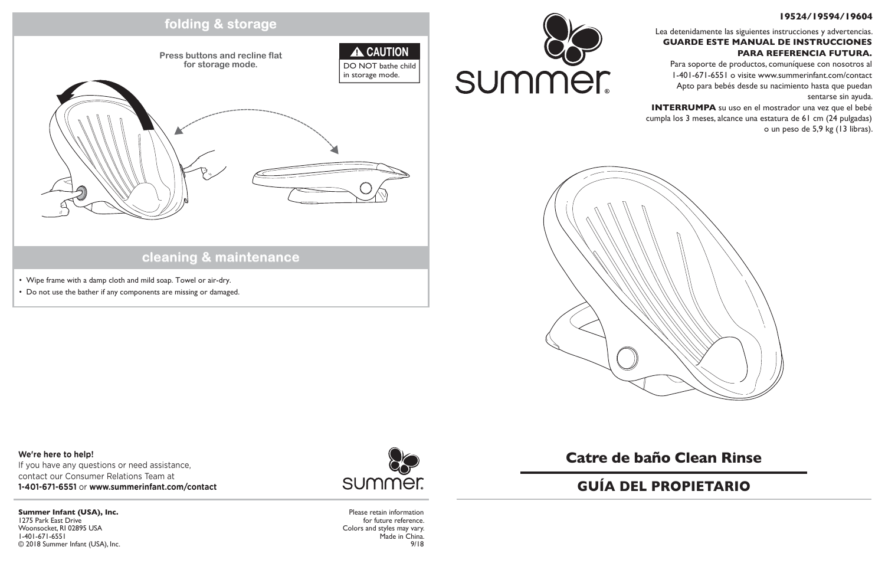## folding & storage

**Press buttons and recline flat for storage mode.**

**⚠ CAUTION**
DO NOT bathe child in storage mode.

## cleaning & maintenance

- Wipe frame with a damp cloth and mild soap. Towel or air-dry.
- Do not use the bather if any components are missing or damaged.

**We're here to help!**
If you have any questions or need assistance, contact our Consumer Relations Team at **1-401-671-6551** or **www.summerinfant.com/contact**

summer.

**Summer Infant (USA), Inc.**
1275 Park East Drive
Woonsocket, RI 02895 USA
1-401-671-6551
© 2018 Summer Infant (USA), Inc.

Please retain information for future reference.
Colors and styles may vary.
Made in China.
9/18

summer.

**19524/19594/19604**

Lea detenidamente las siguientes instrucciones y advertencias.
**GUARDE ESTE MANUAL DE INSTRUCCIONES PARA REFERENCIA FUTURA.**
Para soporte de productos, comuníquese con nosotros al 1-401-671-6551 o visite www.summerinfant.com/contact
Apto para bebés desde su nacimiento hasta que puedan sentarse sin ayuda.
**INTERRUMPA** su uso en el mostrador una vez que el bebé cumpla los 3 meses, alcance una estatura de 61 cm (24 pulgadas) o un peso de 5,9 kg (13 libras).

# Catre de baño Clean Rinse

# GUÍA DEL PROPIETARIO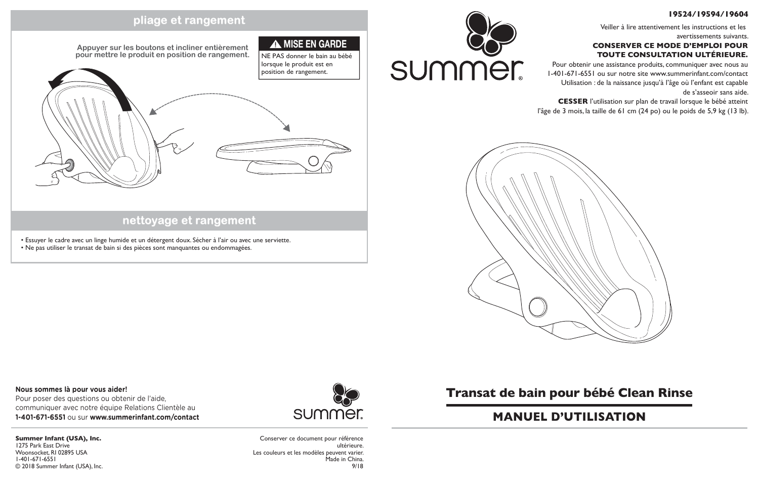## pliage et rangement

**Appuyer sur les boutons et incliner entièrement pour mettre le produit en position de rangement.**

**⚠ MISE EN GARDE**

NE PAS donner le bain au bébé lorsque le produit est en position de rangement.

## nettoyage et rangement

- Essuyer le cadre avec un linge humide et un détergent doux. Sécher à l'air ou avec une serviette.
- Ne pas utiliser le transat de bain si des pièces sont manquantes ou endommagées.

**Nous sommes là pour vous aider!**
Pour poser des questions ou obtenir de l'aide, communiquer avec notre équipe Relations Clientèle au **1-401-671-6551** ou sur **www.summerinfant.com/contact**

**Summer Infant (USA), Inc.**
1275 Park East Drive
Woonsocket, RI 02895 USA
1-401-671-6551
© 2018 Summer Infant (USA), Inc.

Conserver ce document pour référence ultérieure.
Les couleurs et les modèles peuvent varier.
Made in China.
9/18

**19524/19594/19604**

Veiller à lire attentivement les instructions et les avertissements suivants.

**CONSERVER CE MODE D'EMPLOI POUR TOUTE CONSULTATION ULTÉRIEURE.**

Pour obtenir une assistance produits, communiquer avec nous au 1-401-671-6551 ou sur notre site www.summerinfant.com/contact

Utilisation : de la naissance jusqu'à l'âge où l'enfant est capable de s'asseoir sans aide.

**CESSER** l'utilisation sur plan de travail lorsque le bébé atteint l'âge de 3 mois, la taille de 61 cm (24 po) ou le poids de 5,9 kg (13 lb).

# Transat de bain pour bébé Clean Rinse

## MANUEL D'UTILISATION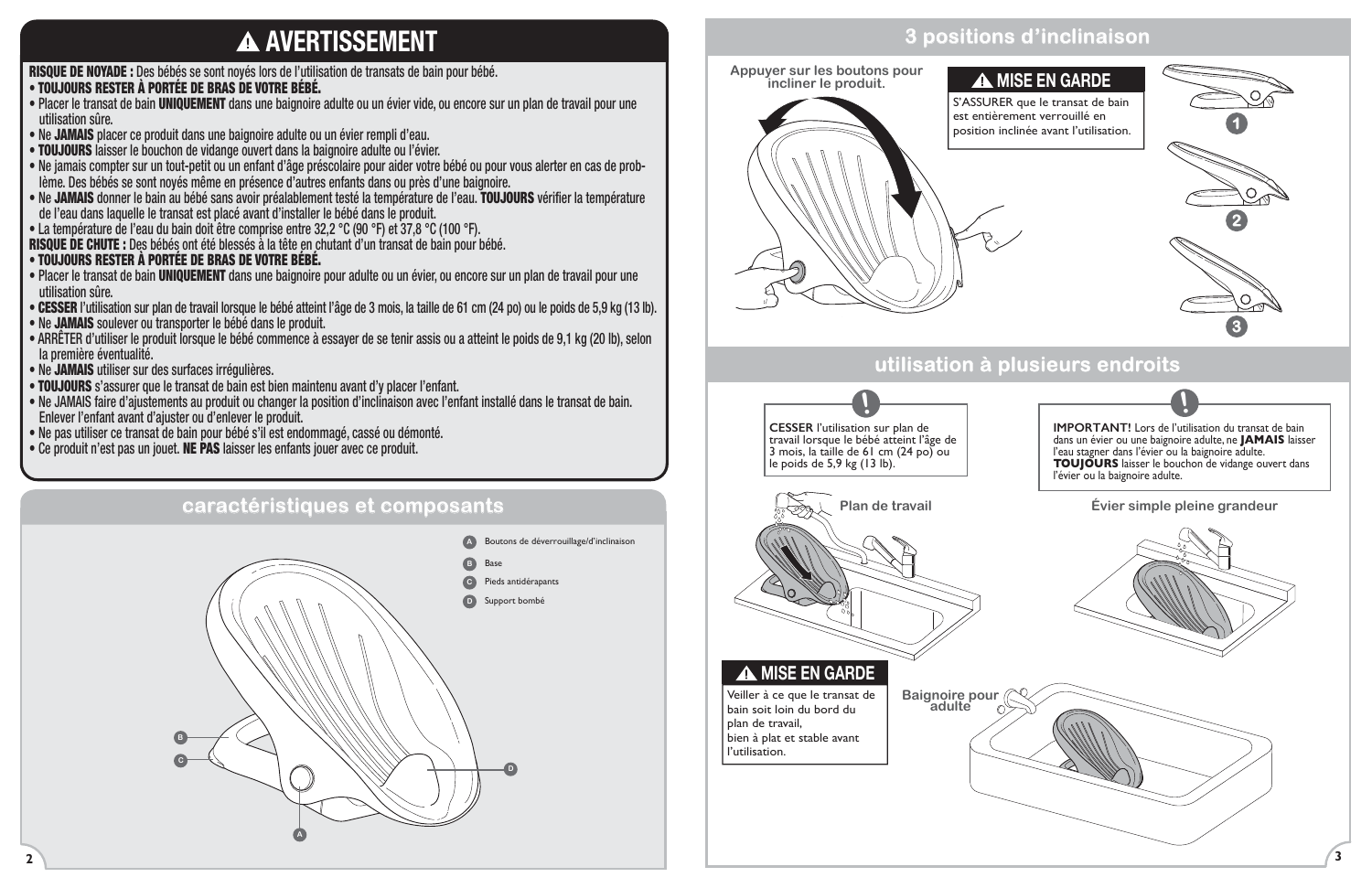# ⚠ AVERTISSEMENT

**RISQUE DE NOYADE :** Des bébés se sont noyés lors de l'utilisation de transats de bain pour bébé.

- **TOUJOURS RESTER À PORTÉE DE BRAS DE VOTRE BÉBÉ.**
- Placer le transat de bain **UNIQUEMENT** dans une baignoire adulte ou un évier vide, ou encore sur un plan de travail pour une utilisation sûre.
- Ne **JAMAIS** placer ce produit dans une baignoire adulte ou un évier rempli d'eau.
- **TOUJOURS** laisser le bouchon de vidange ouvert dans la baignoire adulte ou l'évier.
- Ne jamais compter sur un tout-petit ou un enfant d'âge préscolaire pour aider votre bébé ou pour vous alerter en cas de problème. Des bébés se sont noyés même en présence d'autres enfants dans ou près d'une baignoire.
- Ne **JAMAIS** donner le bain au bébé sans avoir préalablement testé la température de l'eau. **TOUJOURS** vérifier la température de l'eau dans laquelle le transat est placé avant d'installer le bébé dans le produit.
- La température de l'eau du bain doit être comprise entre 32,2 °C (90 °F) et 37,8 °C (100 °F).

**RISQUE DE CHUTE :** Des bébés ont été blessés à la tête en chutant d'un transat de bain pour bébé.

- **TOUJOURS RESTER À PORTÉE DE BRAS DE VOTRE BÉBÉ.**
- Placer le transat de bain **UNIQUEMENT** dans une baignoire pour adulte ou un évier, ou encore sur un plan de travail pour une utilisation sûre.
- **CESSER** l'utilisation sur plan de travail lorsque le bébé atteint l'âge de 3 mois, la taille de 61 cm (24 po) ou le poids de 5,9 kg (13 lb).
- Ne **JAMAIS** soulever ou transporter le bébé dans le produit.
- ARRÊTER d'utiliser le produit lorsque le bébé commence à essayer de se tenir assis ou a atteint le poids de 9,1 kg (20 lb), selon la première éventualité.
- Ne **JAMAIS** utiliser sur des surfaces irrégulières.
- **TOUJOURS** s'assurer que le transat de bain est bien maintenu avant d'y placer l'enfant.
- Ne JAMAIS faire d'ajustements au produit ou changer la position d'inclinaison avec l'enfant installé dans le transat de bain. Enlever l'enfant avant d'ajuster ou d'enlever le produit.
- Ne pas utiliser ce transat de bain pour bébé s'il est endommagé, cassé ou démonté.
- Ce produit n'est pas un jouet. **NE PAS** laisser les enfants jouer avec ce produit.

## caractéristiques et composants

A Boutons de déverrouillage/d'inclinaison
B Base
C Pieds antidérapants
D Support bombé

## 3 positions d'inclinaison

Appuyer sur les boutons pour incliner le produit.

**⚠ MISE EN GARDE**

S'ASSURER que le transat de bain est entièrement verrouillé en position inclinée avant l'utilisation.

1
2
3

## utilisation à plusieurs endroits

**CESSER** l'utilisation sur plan de travail lorsque le bébé atteint l'âge de 3 mois, la taille de 61 cm (24 po) ou le poids de 5,9 kg (13 lb).

**IMPORTANT!** Lors de l'utilisation du transat de bain dans un évier ou une baignoire adulte, ne **JAMAIS** laisser l'eau stagner dans l'évier ou la baignoire adulte. **TOUJOURS** laisser le bouchon de vidange ouvert dans l'évier ou la baignoire adulte.

Plan de travail

Évier simple pleine grandeur

**⚠ MISE EN GARDE**

Veiller à ce que le transat de bain soit loin du bord du plan de travail, bien à plat et stable avant l'utilisation.

Baignoire pour adulte